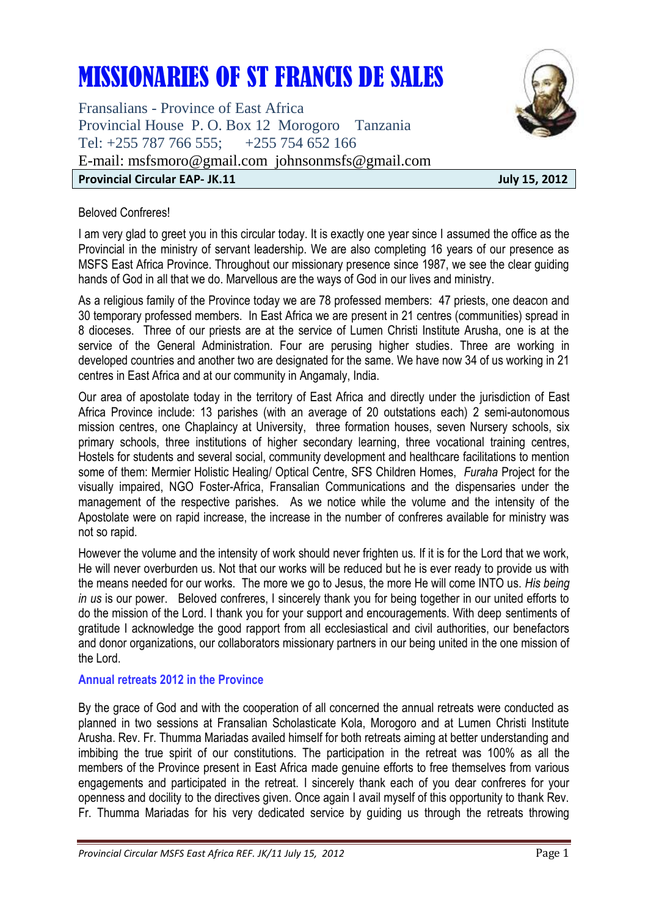# MISSIONARIES OF ST FRANCIS DE SALES

Fransalians - Province of East Africa
Provincial House P. O. Box 12 Morogoro Tanzania
Tel: +255 787 766 555; +255 754 652 166
E-mail: msfsmoro@gmail.com johnsonmsfs@gmail.com

**Provincial Circular EAP- JK.11** **July 15, 2012**

Beloved Confreres!

I am very glad to greet you in this circular today. It is exactly one year since I assumed the office as the Provincial in the ministry of servant leadership. We are also completing 16 years of our presence as MSFS East Africa Province. Throughout our missionary presence since 1987, we see the clear guiding hands of God in all that we do. Marvellous are the ways of God in our lives and ministry.

As a religious family of the Province today we are 78 professed members: 47 priests, one deacon and 30 temporary professed members. In East Africa we are present in 21 centres (communities) spread in 8 dioceses. Three of our priests are at the service of Lumen Christi Institute Arusha, one is at the service of the General Administration. Four are perusing higher studies. Three are working in developed countries and another two are designated for the same. We have now 34 of us working in 21 centres in East Africa and at our community in Angamaly, India.

Our area of apostolate today in the territory of East Africa and directly under the jurisdiction of East Africa Province include: 13 parishes (with an average of 20 outstations each) 2 semi-autonomous mission centres, one Chaplaincy at University, three formation houses, seven Nursery schools, six primary schools, three institutions of higher secondary learning, three vocational training centres, Hostels for students and several social, community development and healthcare facilitations to mention some of them: Mermier Holistic Healing/ Optical Centre, SFS Children Homes, *Furaha* Project for the visually impaired, NGO Foster-Africa, Fransalian Communications and the dispensaries under the management of the respective parishes. As we notice while the volume and the intensity of the Apostolate were on rapid increase, the increase in the number of confreres available for ministry was not so rapid.

However the volume and the intensity of work should never frighten us. If it is for the Lord that we work, He will never overburden us. Not that our works will be reduced but he is ever ready to provide us with the means needed for our works. The more we go to Jesus, the more He will come INTO us. *His being in us* is our power. Beloved confreres, I sincerely thank you for being together in our united efforts to do the mission of the Lord. I thank you for your support and encouragements. With deep sentiments of gratitude I acknowledge the good rapport from all ecclesiastical and civil authorities, our benefactors and donor organizations, our collaborators missionary partners in our being united in the one mission of the Lord.

## Annual retreats 2012 in the Province

By the grace of God and with the cooperation of all concerned the annual retreats were conducted as planned in two sessions at Fransalian Scholasticate Kola, Morogoro and at Lumen Christi Institute Arusha. Rev. Fr. Thumma Mariadas availed himself for both retreats aiming at better understanding and imbibing the true spirit of our constitutions. The participation in the retreat was 100% as all the members of the Province present in East Africa made genuine efforts to free themselves from various engagements and participated in the retreat. I sincerely thank each of you dear confreres for your openness and docility to the directives given. Once again I avail myself of this opportunity to thank Rev. Fr. Thumma Mariadas for his very dedicated service by guiding us through the retreats throwing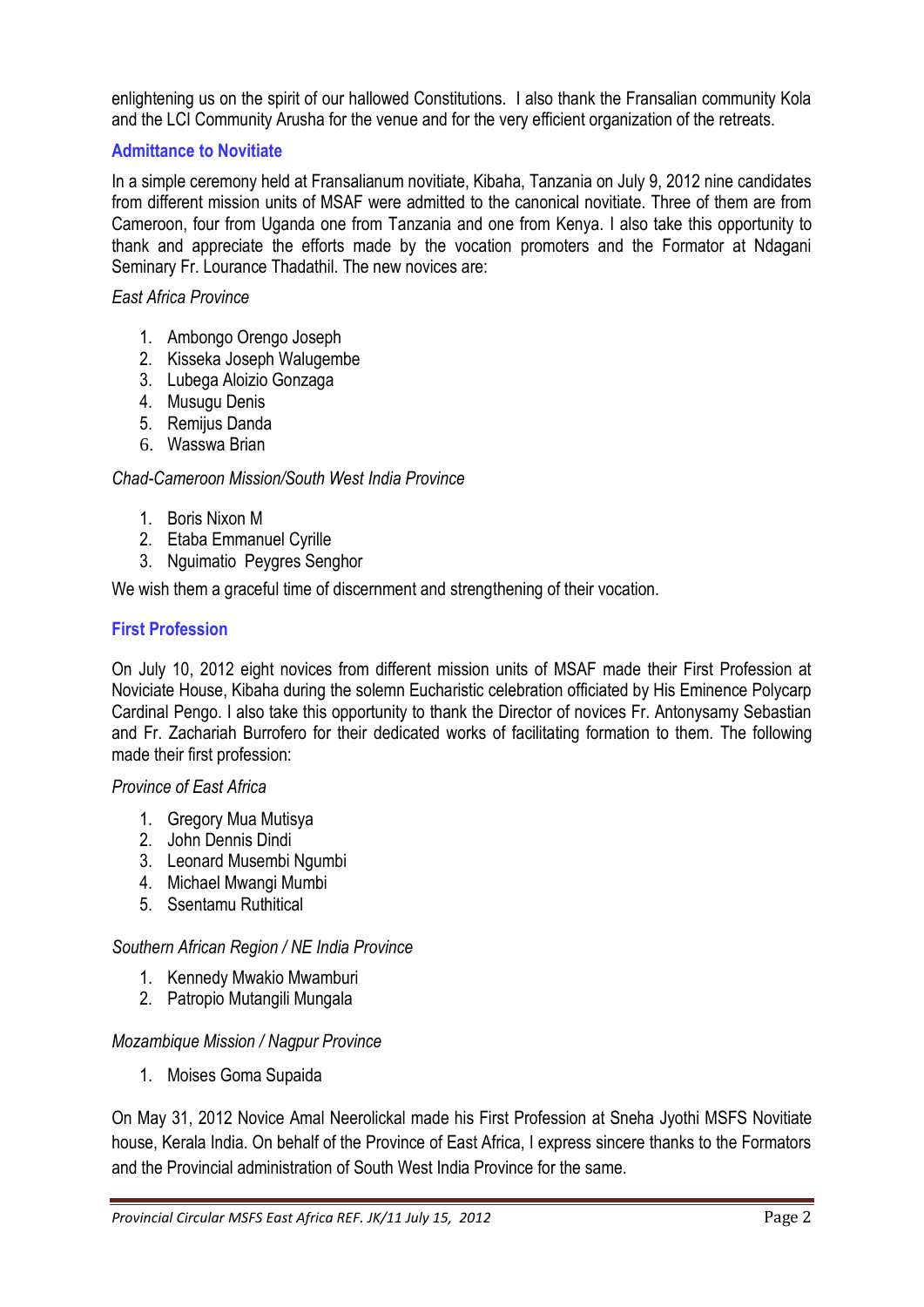enlightening us on the spirit of our hallowed Constitutions. I also thank the Fransalian community Kola and the LCI Community Arusha for the venue and for the very efficient organization of the retreats.

### Admittance to Novitiate

In a simple ceremony held at Fransalianum novitiate, Kibaha, Tanzania on July 9, 2012 nine candidates from different mission units of MSAF were admitted to the canonical novitiate. Three of them are from Cameroon, four from Uganda one from Tanzania and one from Kenya. I also take this opportunity to thank and appreciate the efforts made by the vocation promoters and the Formator at Ndagani Seminary Fr. Lourance Thadathil. The new novices are:

*East Africa Province*

1. Ambongo Orengo Joseph
2. Kisseka Joseph Walugembe
3. Lubega Aloizio Gonzaga
4. Musugu Denis
5. Remijus Danda
6. Wasswa Brian

*Chad-Cameroon Mission/South West India Province*

1. Boris Nixon M
2. Etaba Emmanuel Cyrille
3. Nguimatio Peygres Senghor

We wish them a graceful time of discernment and strengthening of their vocation.

### First Profession

On July 10, 2012 eight novices from different mission units of MSAF made their First Profession at Noviciate House, Kibaha during the solemn Eucharistic celebration officiated by His Eminence Polycarp Cardinal Pengo. I also take this opportunity to thank the Director of novices Fr. Antonysamy Sebastian and Fr. Zachariah Burrofero for their dedicated works of facilitating formation to them. The following made their first profession:

*Province of East Africa*

1. Gregory Mua Mutisya
2. John Dennis Dindi
3. Leonard Musembi Ngumbi
4. Michael Mwangi Mumbi
5. Ssentamu Ruthitical

*Southern African Region / NE India Province*

1. Kennedy Mwakio Mwamburi
2. Patropio Mutangili Mungala

*Mozambique Mission / Nagpur Province*

1. Moises Goma Supaida

On May 31, 2012 Novice Amal Neerolickal made his First Profession at Sneha Jyothi MSFS Novitiate house, Kerala India. On behalf of the Province of East Africa, I express sincere thanks to the Formators and the Provincial administration of South West India Province for the same.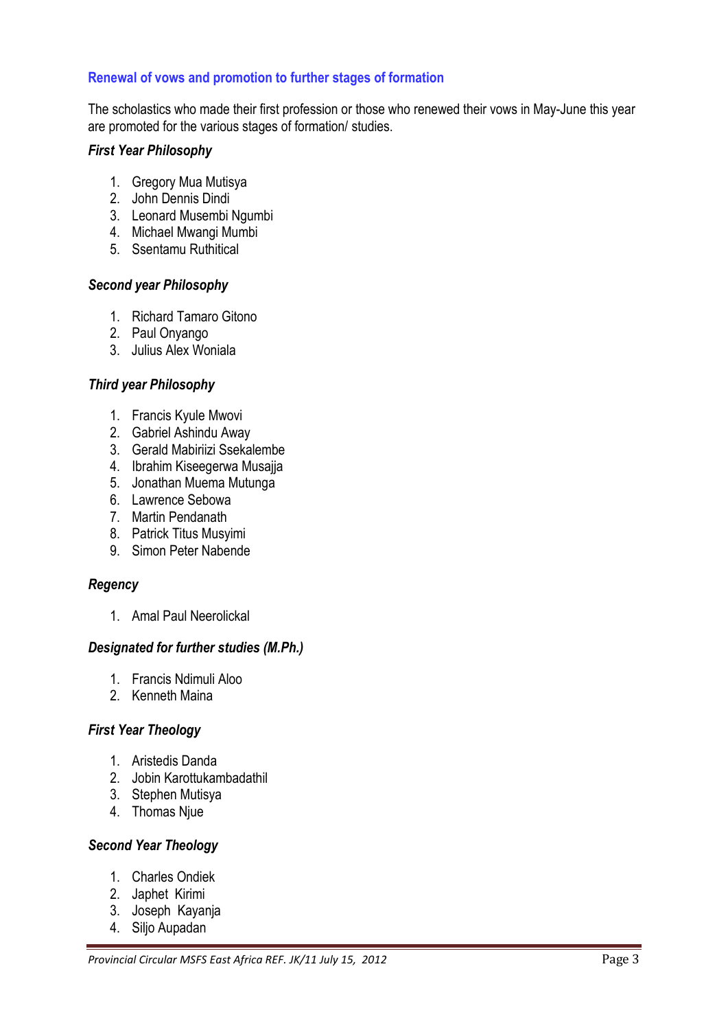## Renewal of vows and promotion to further stages of formation

The scholastics who made their first profession or those who renewed their vows in May-June this year are promoted for the various stages of formation/ studies.

### *First Year Philosophy*

1. Gregory Mua Mutisya
2. John Dennis Dindi
3. Leonard Musembi Ngumbi
4. Michael Mwangi Mumbi
5. Ssentamu Ruthitical

### *Second year Philosophy*

1. Richard Tamaro Gitono
2. Paul Onyango
3. Julius Alex Woniala

### *Third year Philosophy*

1. Francis Kyule Mwovi
2. Gabriel Ashindu Away
3. Gerald Mabiriizi Ssekalembe
4. Ibrahim Kiseegerwa Musajja
5. Jonathan Muema Mutunga
6. Lawrence Sebowa
7. Martin Pendanath
8. Patrick Titus Musyimi
9. Simon Peter Nabende

### *Regency*

1. Amal Paul Neerolickal

### *Designated for further studies (M.Ph.)*

1. Francis Ndimuli Aloo
2. Kenneth Maina

### *First Year Theology*

1. Aristedis Danda
2. Jobin Karottukambadathil
3. Stephen Mutisya
4. Thomas Njue

### *Second Year Theology*

1. Charles Ondiek
2. Japhet Kirimi
3. Joseph Kayanja
4. Siljo Aupadan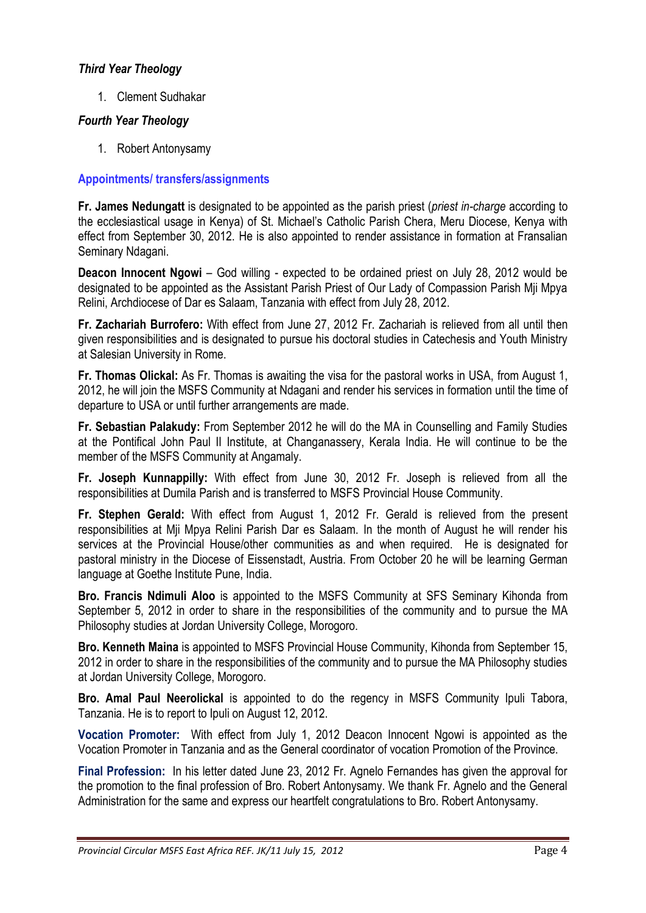### *Third Year Theology*

1. Clement Sudhakar

### *Fourth Year Theology*

1. Robert Antonysamy

## Appointments/ transfers/assignments

**Fr. James Nedungatt** is designated to be appointed as the parish priest (*priest in-charge* according to the ecclesiastical usage in Kenya) of St. Michael's Catholic Parish Chera, Meru Diocese, Kenya with effect from September 30, 2012. He is also appointed to render assistance in formation at Fransalian Seminary Ndagani.

**Deacon Innocent Ngowi** – God willing - expected to be ordained priest on July 28, 2012 would be designated to be appointed as the Assistant Parish Priest of Our Lady of Compassion Parish Mji Mpya Relini, Archdiocese of Dar es Salaam, Tanzania with effect from July 28, 2012.

**Fr. Zachariah Burrofero:** With effect from June 27, 2012 Fr. Zachariah is relieved from all until then given responsibilities and is designated to pursue his doctoral studies in Catechesis and Youth Ministry at Salesian University in Rome.

**Fr. Thomas Olickal:** As Fr. Thomas is awaiting the visa for the pastoral works in USA, from August 1, 2012, he will join the MSFS Community at Ndagani and render his services in formation until the time of departure to USA or until further arrangements are made.

**Fr. Sebastian Palakudy:** From September 2012 he will do the MA in Counselling and Family Studies at the Pontifical John Paul II Institute, at Changanassery, Kerala India. He will continue to be the member of the MSFS Community at Angamaly.

**Fr. Joseph Kunnappilly:** With effect from June 30, 2012 Fr. Joseph is relieved from all the responsibilities at Dumila Parish and is transferred to MSFS Provincial House Community.

**Fr. Stephen Gerald:** With effect from August 1, 2012 Fr. Gerald is relieved from the present responsibilities at Mji Mpya Relini Parish Dar es Salaam. In the month of August he will render his services at the Provincial House/other communities as and when required. He is designated for pastoral ministry in the Diocese of Eissenstadt, Austria. From October 20 he will be learning German language at Goethe Institute Pune, India.

**Bro. Francis Ndimuli Aloo** is appointed to the MSFS Community at SFS Seminary Kihonda from September 5, 2012 in order to share in the responsibilities of the community and to pursue the MA Philosophy studies at Jordan University College, Morogoro.

**Bro. Kenneth Maina** is appointed to MSFS Provincial House Community, Kihonda from September 15, 2012 in order to share in the responsibilities of the community and to pursue the MA Philosophy studies at Jordan University College, Morogoro.

**Bro. Amal Paul Neerolickal** is appointed to do the regency in MSFS Community Ipuli Tabora, Tanzania. He is to report to Ipuli on August 12, 2012.

**Vocation Promoter:** With effect from July 1, 2012 Deacon Innocent Ngowi is appointed as the Vocation Promoter in Tanzania and as the General coordinator of vocation Promotion of the Province.

**Final Profession:** In his letter dated June 23, 2012 Fr. Agnelo Fernandes has given the approval for the promotion to the final profession of Bro. Robert Antonysamy. We thank Fr. Agnelo and the General Administration for the same and express our heartfelt congratulations to Bro. Robert Antonysamy.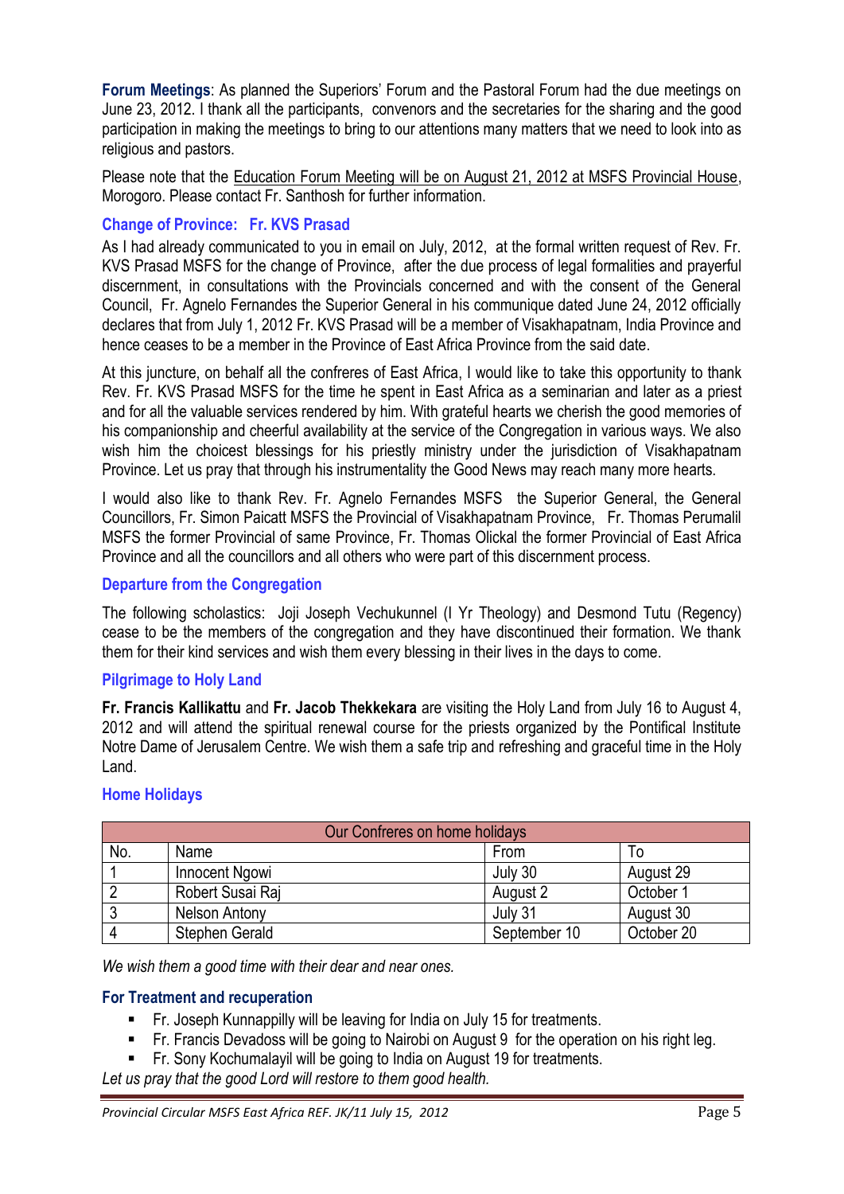**Forum Meetings**: As planned the Superiors' Forum and the Pastoral Forum had the due meetings on June 23, 2012. I thank all the participants, convenors and the secretaries for the sharing and the good participation in making the meetings to bring to our attentions many matters that we need to look into as religious and pastors.

Please note that the Education Forum Meeting will be on August 21, 2012 at MSFS Provincial House, Morogoro. Please contact Fr. Santhosh for further information.

### Change of Province: Fr. KVS Prasad

As I had already communicated to you in email on July, 2012, at the formal written request of Rev. Fr. KVS Prasad MSFS for the change of Province, after the due process of legal formalities and prayerful discernment, in consultations with the Provincials concerned and with the consent of the General Council, Fr. Agnelo Fernandes the Superior General in his communique dated June 24, 2012 officially declares that from July 1, 2012 Fr. KVS Prasad will be a member of Visakhapatnam, India Province and hence ceases to be a member in the Province of East Africa Province from the said date.

At this juncture, on behalf all the confreres of East Africa, I would like to take this opportunity to thank Rev. Fr. KVS Prasad MSFS for the time he spent in East Africa as a seminarian and later as a priest and for all the valuable services rendered by him. With grateful hearts we cherish the good memories of his companionship and cheerful availability at the service of the Congregation in various ways. We also wish him the choicest blessings for his priestly ministry under the jurisdiction of Visakhapatnam Province. Let us pray that through his instrumentality the Good News may reach many more hearts.

I would also like to thank Rev. Fr. Agnelo Fernandes MSFS the Superior General, the General Councillors, Fr. Simon Paicatt MSFS the Provincial of Visakhapatnam Province, Fr. Thomas Perumalil MSFS the former Provincial of same Province, Fr. Thomas Olickal the former Provincial of East Africa Province and all the councillors and all others who were part of this discernment process.

### Departure from the Congregation

The following scholastics: Joji Joseph Vechukunnel (I Yr Theology) and Desmond Tutu (Regency) cease to be the members of the congregation and they have discontinued their formation. We thank them for their kind services and wish them every blessing in their lives in the days to come.

### Pilgrimage to Holy Land

**Fr. Francis Kallikattu** and **Fr. Jacob Thekkekara** are visiting the Holy Land from July 16 to August 4, 2012 and will attend the spiritual renewal course for the priests organized by the Pontifical Institute Notre Dame of Jerusalem Centre. We wish them a safe trip and refreshing and graceful time in the Holy Land.

### Home Holidays

| Our Confreres on home holidays | | | |
|---|---|---|---|
| No. | Name | From | To |
| 1 | Innocent Ngowi | July 30 | August 29 |
| 2 | Robert Susai Raj | August 2 | October 1 |
| 3 | Nelson Antony | July 31 | August 30 |
| 4 | Stephen Gerald | September 10 | October 20 |

*We wish them a good time with their dear and near ones.*

### For Treatment and recuperation

- Fr. Joseph Kunnappilly will be leaving for India on July 15 for treatments.
- Fr. Francis Devadoss will be going to Nairobi on August 9 for the operation on his right leg.
- Fr. Sony Kochumalayil will be going to India on August 19 for treatments.

*Let us pray that the good Lord will restore to them good health.*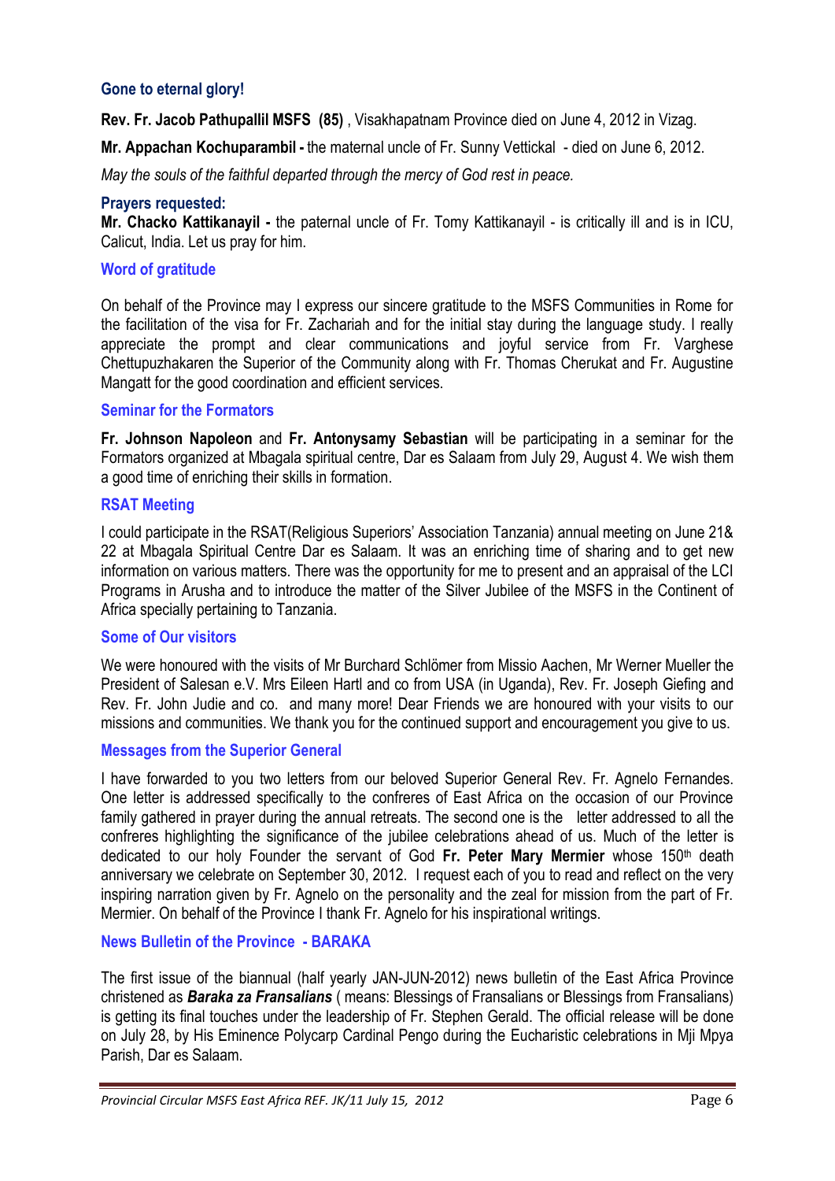### Gone to eternal glory!

**Rev. Fr. Jacob Pathupallil MSFS (85)** , Visakhapatnam Province died on June 4, 2012 in Vizag.

**Mr. Appachan Kochuparambil -** the maternal uncle of Fr. Sunny Vettickal - died on June 6, 2012.

*May the souls of the faithful departed through the mercy of God rest in peace.*

### Prayers requested:

**Mr. Chacko Kattikanayil -** the paternal uncle of Fr. Tomy Kattikanayil - is critically ill and is in ICU, Calicut, India. Let us pray for him.

### Word of gratitude

On behalf of the Province may I express our sincere gratitude to the MSFS Communities in Rome for the facilitation of the visa for Fr. Zachariah and for the initial stay during the language study. I really appreciate the prompt and clear communications and joyful service from Fr. Varghese Chettupuzhakaren the Superior of the Community along with Fr. Thomas Cherukat and Fr. Augustine Mangatt for the good coordination and efficient services.

### Seminar for the Formators

**Fr. Johnson Napoleon** and **Fr. Antonysamy Sebastian** will be participating in a seminar for the Formators organized at Mbagala spiritual centre, Dar es Salaam from July 29, August 4. We wish them a good time of enriching their skills in formation.

### RSAT Meeting

I could participate in the RSAT(Religious Superiors' Association Tanzania) annual meeting on June 21& 22 at Mbagala Spiritual Centre Dar es Salaam. It was an enriching time of sharing and to get new information on various matters. There was the opportunity for me to present and an appraisal of the LCI Programs in Arusha and to introduce the matter of the Silver Jubilee of the MSFS in the Continent of Africa specially pertaining to Tanzania.

### Some of Our visitors

We were honoured with the visits of Mr Burchard Schlömer from Missio Aachen, Mr Werner Mueller the President of Salesan e.V. Mrs Eileen Hartl and co from USA (in Uganda), Rev. Fr. Joseph Giefing and Rev. Fr. John Judie and co. and many more! Dear Friends we are honoured with your visits to our missions and communities. We thank you for the continued support and encouragement you give to us.

### Messages from the Superior General

I have forwarded to you two letters from our beloved Superior General Rev. Fr. Agnelo Fernandes. One letter is addressed specifically to the confreres of East Africa on the occasion of our Province family gathered in prayer during the annual retreats. The second one is the letter addressed to all the confreres highlighting the significance of the jubilee celebrations ahead of us. Much of the letter is dedicated to our holy Founder the servant of God **Fr. Peter Mary Mermier** whose 150th death anniversary we celebrate on September 30, 2012. I request each of you to read and reflect on the very inspiring narration given by Fr. Agnelo on the personality and the zeal for mission from the part of Fr. Mermier. On behalf of the Province I thank Fr. Agnelo for his inspirational writings.

### News Bulletin of the Province - BARAKA

The first issue of the biannual (half yearly JAN-JUN-2012) news bulletin of the East Africa Province christened as ***Baraka za Fransalians*** ( means: Blessings of Fransalians or Blessings from Fransalians) is getting its final touches under the leadership of Fr. Stephen Gerald. The official release will be done on July 28, by His Eminence Polycarp Cardinal Pengo during the Eucharistic celebrations in Mji Mpya Parish, Dar es Salaam.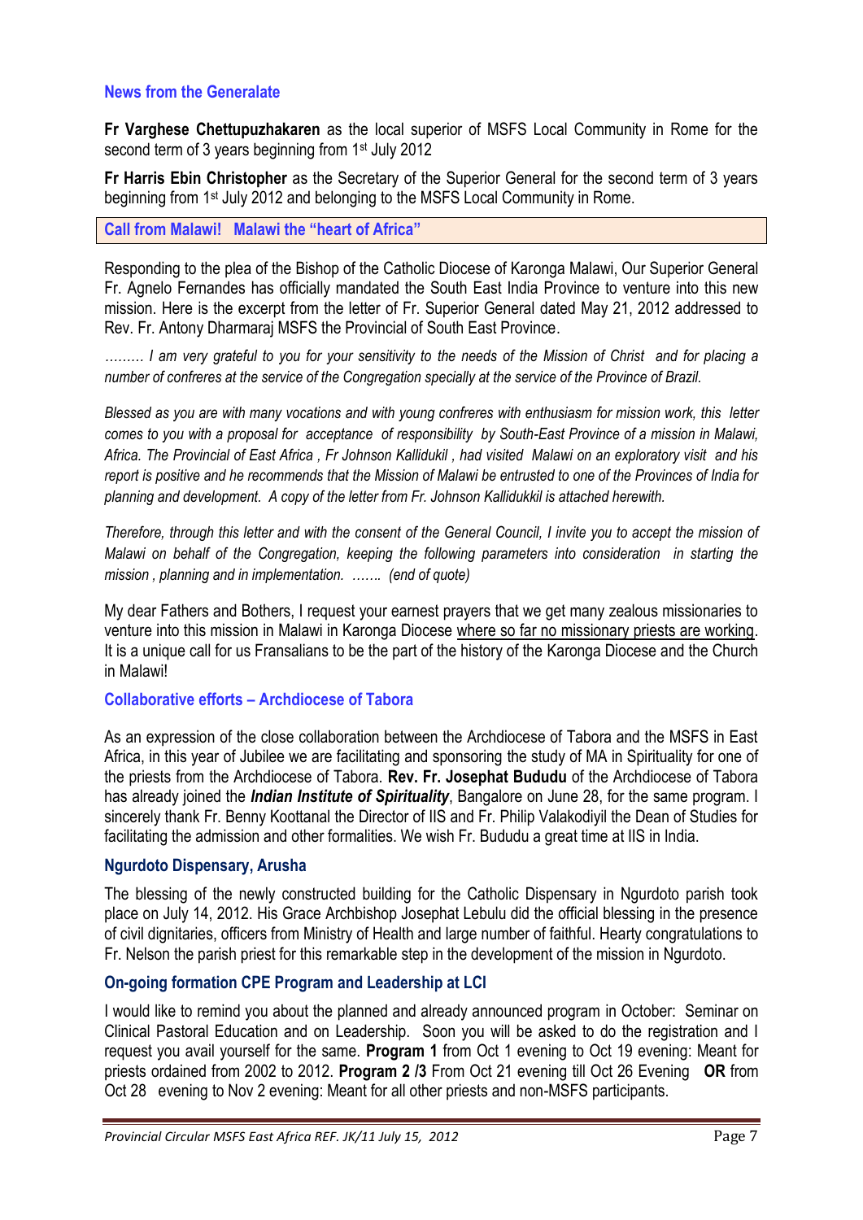### News from the Generalate

**Fr Varghese Chettupuzhakaren** as the local superior of MSFS Local Community in Rome for the second term of 3 years beginning from 1st July 2012

**Fr Harris Ebin Christopher** as the Secretary of the Superior General for the second term of 3 years beginning from 1st July 2012 and belonging to the MSFS Local Community in Rome.

### Call from Malawi! Malawi the "heart of Africa"

Responding to the plea of the Bishop of the Catholic Diocese of Karonga Malawi, Our Superior General Fr. Agnelo Fernandes has officially mandated the South East India Province to venture into this new mission. Here is the excerpt from the letter of Fr. Superior General dated May 21, 2012 addressed to Rev. Fr. Antony Dharmaraj MSFS the Provincial of South East Province.

*……… I am very grateful to you for your sensitivity to the needs of the Mission of Christ and for placing a number of confreres at the service of the Congregation specially at the service of the Province of Brazil.*

*Blessed as you are with many vocations and with young confreres with enthusiasm for mission work, this letter comes to you with a proposal for acceptance of responsibility by South-East Province of a mission in Malawi, Africa. The Provincial of East Africa , Fr Johnson Kallidukil , had visited Malawi on an exploratory visit and his report is positive and he recommends that the Mission of Malawi be entrusted to one of the Provinces of India for planning and development. A copy of the letter from Fr. Johnson Kallidukkil is attached herewith.*

*Therefore, through this letter and with the consent of the General Council, I invite you to accept the mission of Malawi on behalf of the Congregation, keeping the following parameters into consideration in starting the mission , planning and in implementation. ……. (end of quote)*

My dear Fathers and Bothers, I request your earnest prayers that we get many zealous missionaries to venture into this mission in Malawi in Karonga Diocese <u>where so far no missionary priests are working</u>. It is a unique call for us Fransalians to be the part of the history of the Karonga Diocese and the Church in Malawi!

### Collaborative efforts – Archdiocese of Tabora

As an expression of the close collaboration between the Archdiocese of Tabora and the MSFS in East Africa, in this year of Jubilee we are facilitating and sponsoring the study of MA in Spirituality for one of the priests from the Archdiocese of Tabora. **Rev. Fr. Josephat Bududu** of the Archdiocese of Tabora has already joined the ***Indian Institute of Spirituality***, Bangalore on June 28, for the same program. I sincerely thank Fr. Benny Koottanal the Director of IIS and Fr. Philip Valakodiyil the Dean of Studies for facilitating the admission and other formalities. We wish Fr. Bududu a great time at IIS in India.

### Ngurdoto Dispensary, Arusha

The blessing of the newly constructed building for the Catholic Dispensary in Ngurdoto parish took place on July 14, 2012. His Grace Archbishop Josephat Lebulu did the official blessing in the presence of civil dignitaries, officers from Ministry of Health and large number of faithful. Hearty congratulations to Fr. Nelson the parish priest for this remarkable step in the development of the mission in Ngurdoto.

### On-going formation CPE Program and Leadership at LCI

I would like to remind you about the planned and already announced program in October: Seminar on Clinical Pastoral Education and on Leadership. Soon you will be asked to do the registration and I request you avail yourself for the same. **Program 1** from Oct 1 evening to Oct 19 evening: Meant for priests ordained from 2002 to 2012. **Program 2 /3** From Oct 21 evening till Oct 26 Evening **OR** from Oct 28 evening to Nov 2 evening: Meant for all other priests and non-MSFS participants.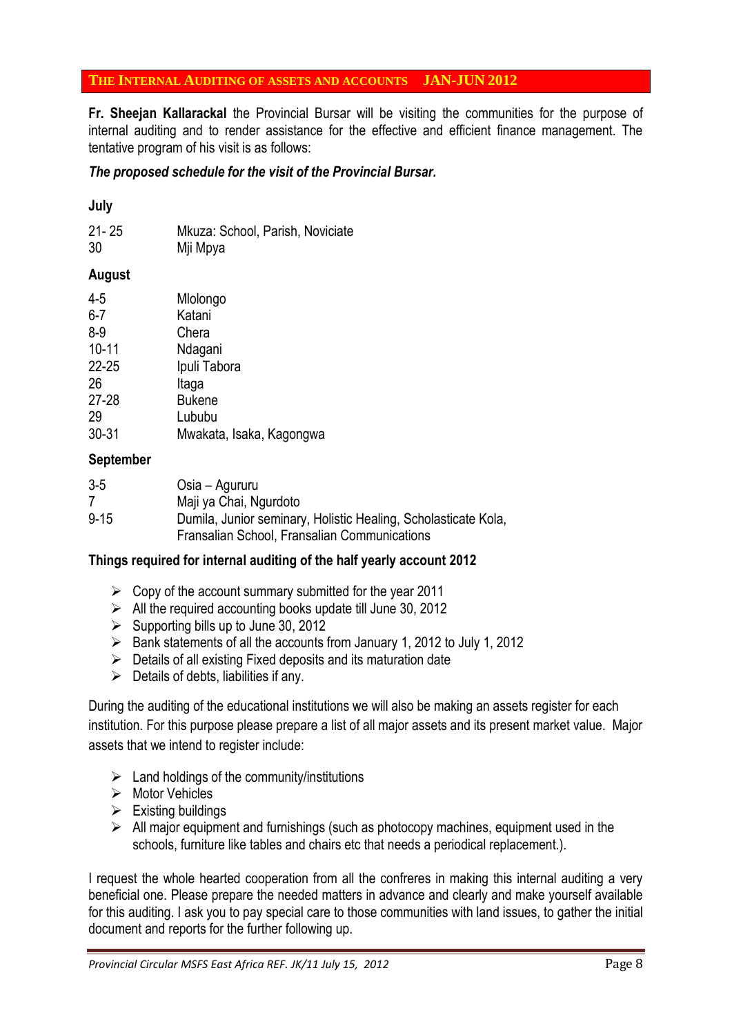## THE INTERNAL AUDITING OF ASSETS AND ACCOUNTS JAN-JUN 2012

**Fr. Sheejan Kallarackal** the Provincial Bursar will be visiting the communities for the purpose of internal auditing and to render assistance for the effective and efficient finance management. The tentative program of his visit is as follows:

***The proposed schedule for the visit of the Provincial Bursar.***

**July**

| | |
|---|---|
| 21- 25 | Mkuza: School, Parish, Noviciate |
| 30 | Mji Mpya |

**August**

| | |
|---|---|
| 4-5 | Mlolongo |
| 6-7 | Katani |
| 8-9 | Chera |
| 10-11 | Ndagani |
| 22-25 | Ipuli Tabora |
| 26 | Itaga |
| 27-28 | Bukene |
| 29 | Lububu |
| 30-31 | Mwakata, Isaka, Kagongwa |

**September**

| | |
|---|---|
| 3-5 | Osia – Agururu |
| 7 | Maji ya Chai, Ngurdoto |
| 9-15 | Dumila, Junior seminary, Holistic Healing, Scholasticate Kola, Fransalian School, Fransalian Communications |

**Things required for internal auditing of the half yearly account 2012**

- Copy of the account summary submitted for the year 2011
- All the required accounting books update till June 30, 2012
- Supporting bills up to June 30, 2012
- Bank statements of all the accounts from January 1, 2012 to July 1, 2012
- Details of all existing Fixed deposits and its maturation date
- Details of debts, liabilities if any.

During the auditing of the educational institutions we will also be making an assets register for each institution. For this purpose please prepare a list of all major assets and its present market value. Major assets that we intend to register include:

- Land holdings of the community/institutions
- Motor Vehicles
- Existing buildings
- All major equipment and furnishings (such as photocopy machines, equipment used in the schools, furniture like tables and chairs etc that needs a periodical replacement.).

I request the whole hearted cooperation from all the confreres in making this internal auditing a very beneficial one. Please prepare the needed matters in advance and clearly and make yourself available for this auditing. I ask you to pay special care to those communities with land issues, to gather the initial document and reports for the further following up.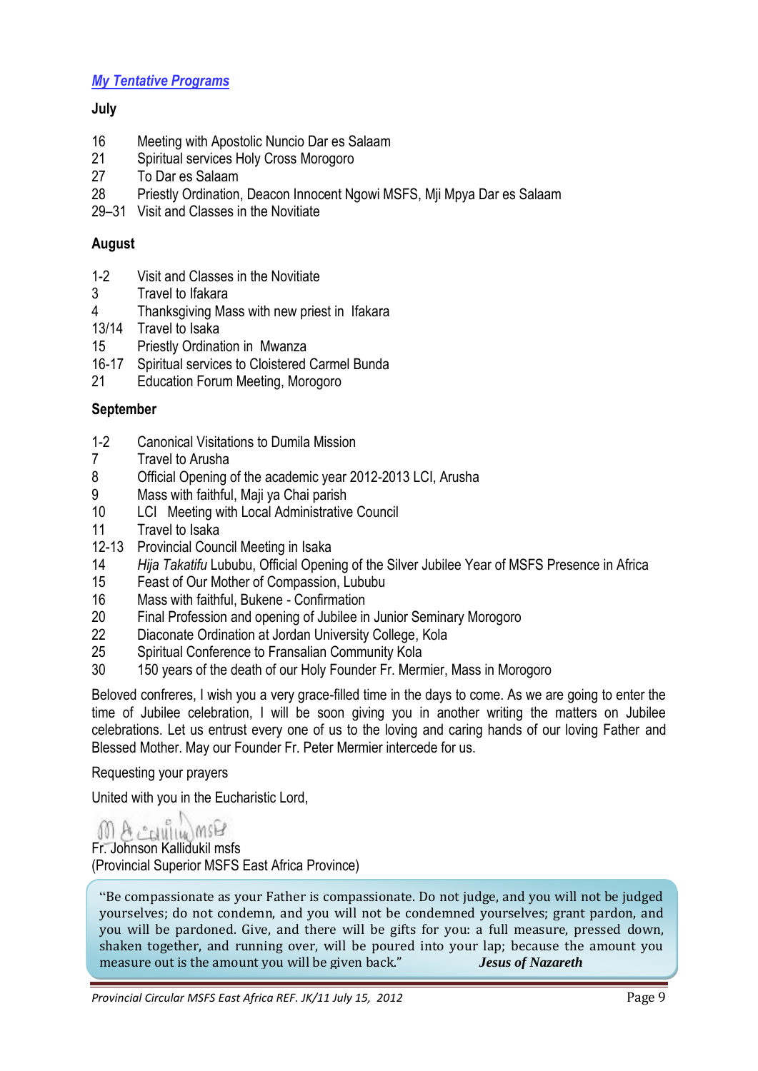## *My Tentative Programs*

**July**

| | |
|---|---|
| 16 | Meeting with Apostolic Nuncio Dar es Salaam |
| 21 | Spiritual services Holy Cross Morogoro |
| 27 | To Dar es Salaam |
| 28 | Priestly Ordination, Deacon Innocent Ngowi MSFS, Mji Mpya Dar es Salaam |
| 29–31 | Visit and Classes in the Novitiate |

**August**

| | |
|---|---|
| 1-2 | Visit and Classes in the Novitiate |
| 3 | Travel to Ifakara |
| 4 | Thanksgiving Mass with new priest in Ifakara |
| 13/14 | Travel to Isaka |
| 15 | Priestly Ordination in Mwanza |
| 16-17 | Spiritual services to Cloistered Carmel Bunda |
| 21 | Education Forum Meeting, Morogoro |

**September**

| | |
|---|---|
| 1-2 | Canonical Visitations to Dumila Mission |
| 7 | Travel to Arusha |
| 8 | Official Opening of the academic year 2012-2013 LCI, Arusha |
| 9 | Mass with faithful, Maji ya Chai parish |
| 10 | LCI Meeting with Local Administrative Council |
| 11 | Travel to Isaka |
| 12-13 | Provincial Council Meeting in Isaka |
| 14 | *Hija Takatifu* Lububu, Official Opening of the Silver Jubilee Year of MSFS Presence in Africa |
| 15 | Feast of Our Mother of Compassion, Lububu |
| 16 | Mass with faithful, Bukene - Confirmation |
| 20 | Final Profession and opening of Jubilee in Junior Seminary Morogoro |
| 22 | Diaconate Ordination at Jordan University College, Kola |
| 25 | Spiritual Conference to Fransalian Community Kola |
| 30 | 150 years of the death of our Holy Founder Fr. Mermier, Mass in Morogoro |

Beloved confreres, I wish you a very grace-filled time in the days to come. As we are going to enter the time of Jubilee celebration, I will be soon giving you in another writing the matters on Jubilee celebrations. Let us entrust every one of us to the loving and caring hands of our loving Father and Blessed Mother. May our Founder Fr. Peter Mermier intercede for us.

Requesting your prayers

United with you in the Eucharistic Lord,

Fr. Johnson Kallidukil msfs
(Provincial Superior MSFS East Africa Province)

> "Be compassionate as your Father is compassionate. Do not judge, and you will not be judged yourselves; do not condemn, and you will not be condemned yourselves; grant pardon, and you will be pardoned. Give, and there will be gifts for you: a full measure, pressed down, shaken together, and running over, will be poured into your lap; because the amount you measure out is the amount you will be given back." ***Jesus of Nazareth***